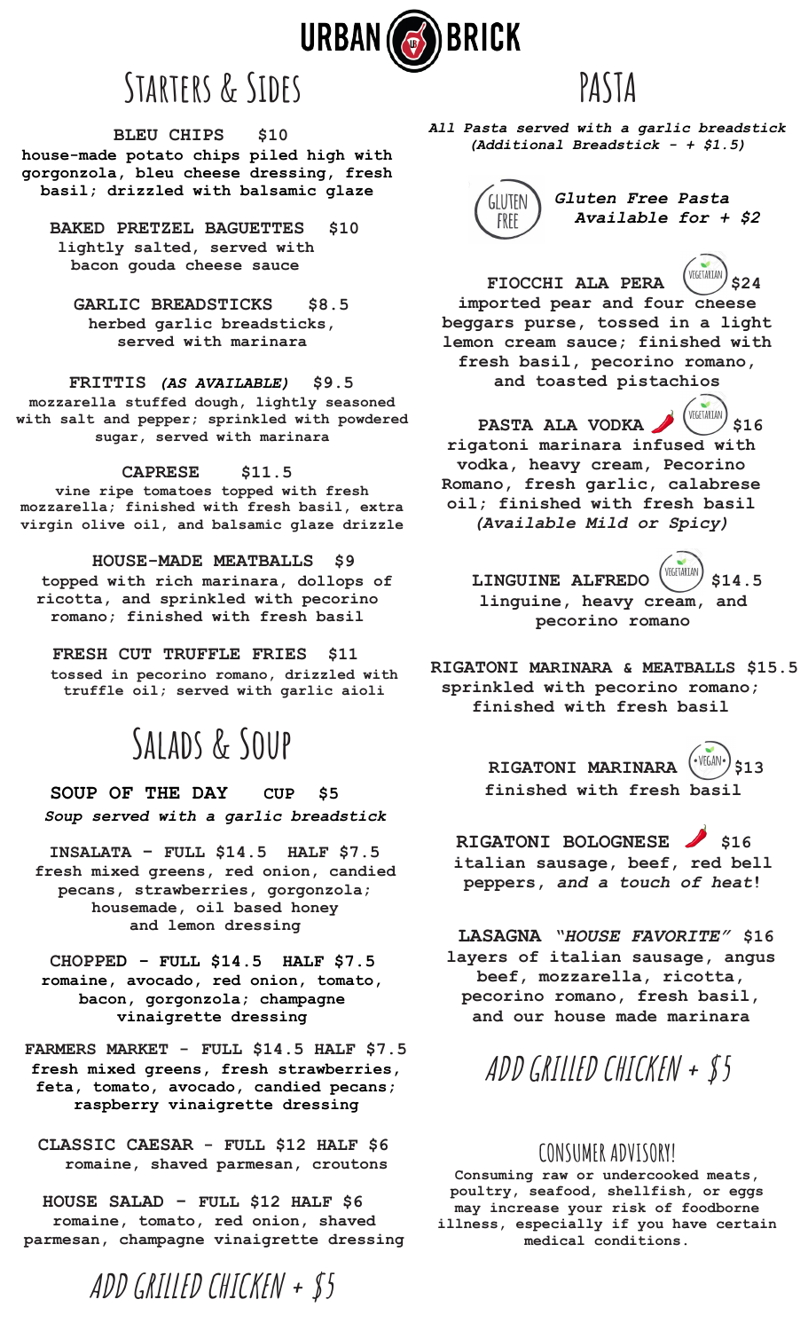# URBAN BRICK

## Starters & Sides

**BLEU CHIPS $10**
house-made potato chips piled high with gorgonzola, bleu cheese dressing, fresh basil; drizzled with balsamic glaze

**BAKED PRETZEL BAGUETTES $10**
lightly salted, served with bacon gouda cheese sauce

**GARLIC BREADSTICKS $8.5**
herbed garlic breadsticks, served with marinara

**FRITTIS *(AS AVAILABLE)* $9.5**
mozzarella stuffed dough, lightly seasoned with salt and pepper; sprinkled with powdered sugar, served with marinara

**CAPRESE $11.5**
vine ripe tomatoes topped with fresh mozzarella; finished with fresh basil, extra virgin olive oil, and balsamic glaze drizzle

**HOUSE-MADE MEATBALLS $9**
topped with rich marinara, dollops of ricotta, and sprinkled with pecorino romano; finished with fresh basil

**FRESH CUT TRUFFLE FRIES $11**
tossed in pecorino romano, drizzled with truffle oil; served with garlic aioli

## Salads & Soup

**SOUP OF THE DAY CUP $5**
*Soup served with a garlic breadstick*

**INSALATA - FULL $14.5 HALF $7.5**
fresh mixed greens, red onion, candied pecans, strawberries, gorgonzola; housemade, oil based honey and lemon dressing

**CHOPPED - FULL $14.5 HALF $7.5**
romaine, avocado, red onion, tomato, bacon, gorgonzola; champagne vinaigrette dressing

**FARMERS MARKET - FULL $14.5 HALF $7.5**
fresh mixed greens, fresh strawberries, feta, tomato, avocado, candied pecans; raspberry vinaigrette dressing

**CLASSIC CAESAR - FULL $12 HALF $6**
romaine, shaved parmesan, croutons

**HOUSE SALAD - FULL $12 HALF $6**
romaine, tomato, red onion, shaved parmesan, champagne vinaigrette dressing

ADD GRILLED CHICKEN + $5

## PASTA

***All Pasta served with a garlic breadstick (Additional Breadstick - + $1.5)***

GLUTEN FREE — ***Gluten Free Pasta Available for + $2***

**FIOCCHI ALA PERA** (VEGETARIAN) **$24**
imported pear and four cheese beggars purse, tossed in a light lemon cream sauce; finished with fresh basil, pecorino romano, and toasted pistachios

**PASTA ALA VODKA** (VEGETARIAN) **$16**
rigatoni marinara infused with vodka, heavy cream, Pecorino Romano, fresh garlic, calabrese oil; finished with fresh basil *(Available Mild or Spicy)*

**LINGUINE ALFREDO** (VEGETARIAN) **$14.5**
linguine, heavy cream, and pecorino romano

**RIGATONI MARINARA & MEATBALLS $15.5**
sprinkled with pecorino romano; finished with fresh basil

**RIGATONI MARINARA** (VEGAN) **$13**
finished with fresh basil

**RIGATONI BOLOGNESE $16**
italian sausage, beef, red bell peppers, *and a touch of heat*!

**LASAGNA *"HOUSE FAVORITE"* $16**
layers of italian sausage, angus beef, mozzarella, ricotta, pecorino romano, fresh basil, and our house made marinara

ADD GRILLED CHICKEN + $5

### CONSUMER ADVISORY!

Consuming raw or undercooked meats, poultry, seafood, shellfish, or eggs may increase your risk of foodborne illness, especially if you have certain medical conditions.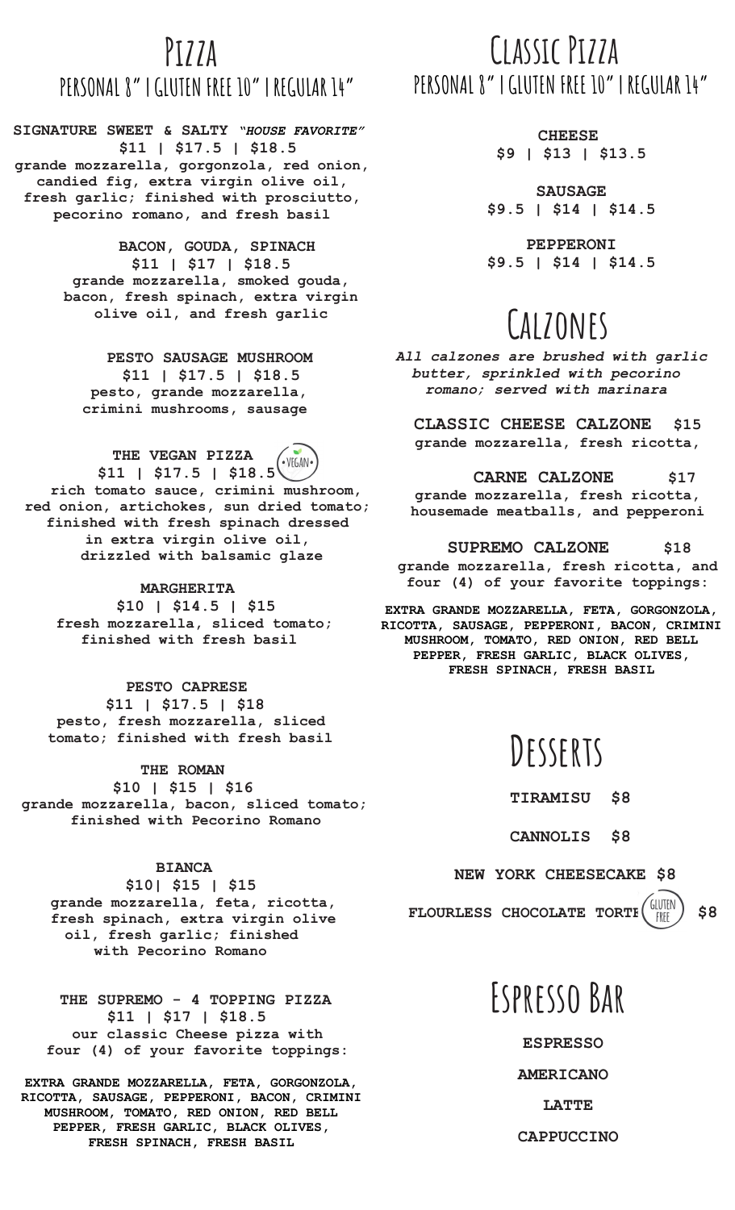# Pizza

## PERSONAL 8" | GLUTEN FREE 10" | REGULAR 14"

**SIGNATURE SWEET & SALTY** ***"HOUSE FAVORITE"***
**$11 | $17.5 | $18.5**
grande mozzarella, gorgonzola, red onion, candied fig, extra virgin olive oil, fresh garlic; finished with prosciutto, pecorino romano, and fresh basil

**BACON, GOUDA, SPINACH**
**$11 | $17 | $18.5**
grande mozzarella, smoked gouda, bacon, fresh spinach, extra virgin olive oil, and fresh garlic

**PESTO SAUSAGE MUSHROOM**
**$11 | $17.5 | $18.5**
pesto, grande mozzarella, crimini mushrooms, sausage

**THE VEGAN PIZZA** (VEGAN)
**$11 | $17.5 | $18.5**
rich tomato sauce, crimini mushroom, red onion, artichokes, sun dried tomato; finished with fresh spinach dressed in extra virgin olive oil, drizzled with balsamic glaze

**MARGHERITA**
**$10 | $14.5 | $15**
fresh mozzarella, sliced tomato; finished with fresh basil

**PESTO CAPRESE**
**$11 | $17.5 | $18**
pesto, fresh mozzarella, sliced tomato; finished with fresh basil

**THE ROMAN**
**$10 | $15 | $16**
grande mozzarella, bacon, sliced tomato; finished with Pecorino Romano

**BIANCA**
**$10| $15 | $15**
grande mozzarella, feta, ricotta, fresh spinach, extra virgin olive oil, fresh garlic; finished with Pecorino Romano

**THE SUPREMO - 4 TOPPING PIZZA**
**$11 | $17 | $18.5**
our classic Cheese pizza with four (4) of your favorite toppings:

EXTRA GRANDE MOZZARELLA, FETA, GORGONZOLA, RICOTTA, SAUSAGE, PEPPERONI, BACON, CRIMINI MUSHROOM, TOMATO, RED ONION, RED BELL PEPPER, FRESH GARLIC, BLACK OLIVES, FRESH SPINACH, FRESH BASIL

# Classic Pizza

## PERSONAL 8" | GLUTEN FREE 10" | REGULAR 14"

**CHEESE**
**$9 | $13 | $13.5**

**SAUSAGE**
**$9.5 | $14 | $14.5**

**PEPPERONI**
**$9.5 | $14 | $14.5**

# Calzones

*All calzones are brushed with garlic butter, sprinkled with pecorino romano; served with marinara*

**CLASSIC CHEESE CALZONE $15**
grande mozzarella, fresh ricotta,

**CARNE CALZONE $17**
grande mozzarella, fresh ricotta, housemade meatballs, and pepperoni

**SUPREMO CALZONE $18**
grande mozzarella, fresh ricotta, and four (4) of your favorite toppings:

EXTRA GRANDE MOZZARELLA, FETA, GORGONZOLA, RICOTTA, SAUSAGE, PEPPERONI, BACON, CRIMINI MUSHROOM, TOMATO, RED ONION, RED BELL PEPPER, FRESH GARLIC, BLACK OLIVES, FRESH SPINACH, FRESH BASIL

# Desserts

**TIRAMISU $8**

**CANNOLIS $8**

**NEW YORK CHEESECAKE $8**

**FLOURLESS CHOCOLATE TORTE** (GLUTEN FREE) **$8**

# Espresso Bar

**ESPRESSO**

**AMERICANO**

**LATTE**

**CAPPUCCINO**